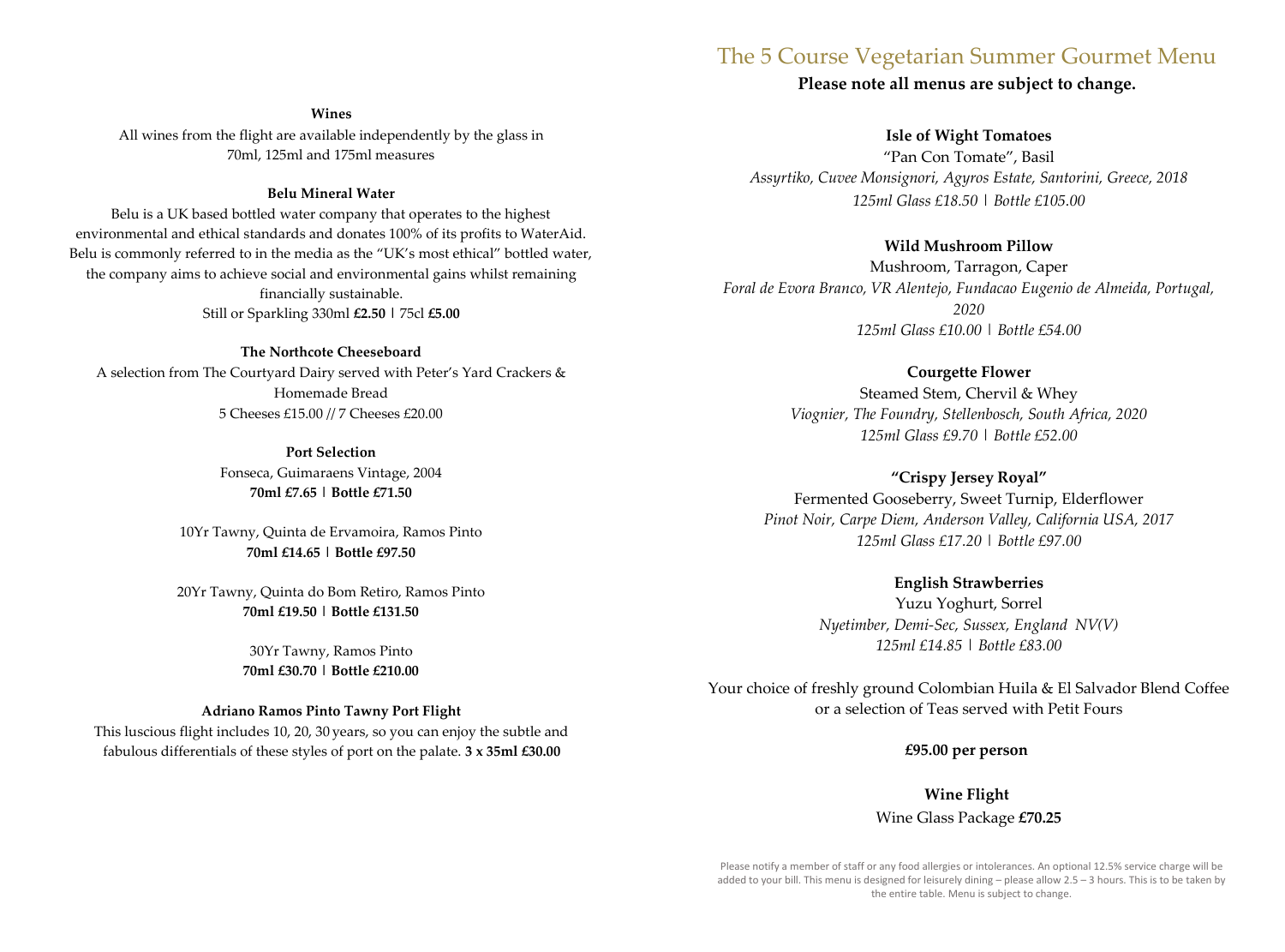**Wines**

All wines from the flight are available independently by the glass in 70ml, 125ml and 175ml measures

**Belu Mineral Water**

Belu is a UK based bottled water company that operates to the highest environmental and ethical standards and donates 100% of its profits to WaterAid. Belu is commonly referred to in the media as the "UK's most ethical" bottled water, the company aims to achieve social and environmental gains whilst remaining financially sustainable.

Still or Sparkling 330ml **£2.50** | 75cl **£5.00**

**The Northcote Cheeseboard**

A selection from The Courtyard Dairy served with Peter's Yard Crackers & Homemade Bread

5 Cheeses £15.00 // 7 Cheeses £20.00

**Port Selection**

Fonseca, Guimaraens Vintage, 2004
**70ml £7.65 | Bottle £71.50**

10Yr Tawny, Quinta de Ervamoira, Ramos Pinto
**70ml £14.65 | Bottle £97.50**

20Yr Tawny, Quinta do Bom Retiro, Ramos Pinto
**70ml £19.50 | Bottle £131.50**

30Yr Tawny, Ramos Pinto
**70ml £30.70 | Bottle £210.00**

**Adriano Ramos Pinto Tawny Port Flight**

This luscious flight includes 10, 20, 30 years, so you can enjoy the subtle and fabulous differentials of these styles of port on the palate. **3 x 35ml £30.00**

# The 5 Course Vegetarian Summer Gourmet Menu

**Please note all menus are subject to change.**

**Isle of Wight Tomatoes**

"Pan Con Tomate", Basil

*Assyrtiko, Cuvee Monsignori, Agyros Estate, Santorini, Greece, 2018*
*125ml Glass £18.50 | Bottle £105.00*

**Wild Mushroom Pillow**

Mushroom, Tarragon, Caper

*Foral de Evora Branco, VR Alentejo, Fundacao Eugenio de Almeida, Portugal, 2020*
*125ml Glass £10.00 | Bottle £54.00*

**Courgette Flower**

Steamed Stem, Chervil & Whey

*Viognier, The Foundry, Stellenbosch, South Africa, 2020*
*125ml Glass £9.70 | Bottle £52.00*

**"Crispy Jersey Royal"**

Fermented Gooseberry, Sweet Turnip, Elderflower

*Pinot Noir, Carpe Diem, Anderson Valley, California USA, 2017*
*125ml Glass £17.20 | Bottle £97.00*

**English Strawberries**

Yuzu Yoghurt, Sorrel

*Nyetimber, Demi-Sec, Sussex, England NV(V)*
*125ml £14.85 | Bottle £83.00*

Your choice of freshly ground Colombian Huila & El Salvador Blend Coffee or a selection of Teas served with Petit Fours

**£95.00 per person**

**Wine Flight**

Wine Glass Package **£70.25**

Please notify a member of staff or any food allergies or intolerances. An optional 12.5% service charge will be added to your bill. This menu is designed for leisurely dining – please allow 2.5 – 3 hours. This is to be taken by the entire table. Menu is subject to change.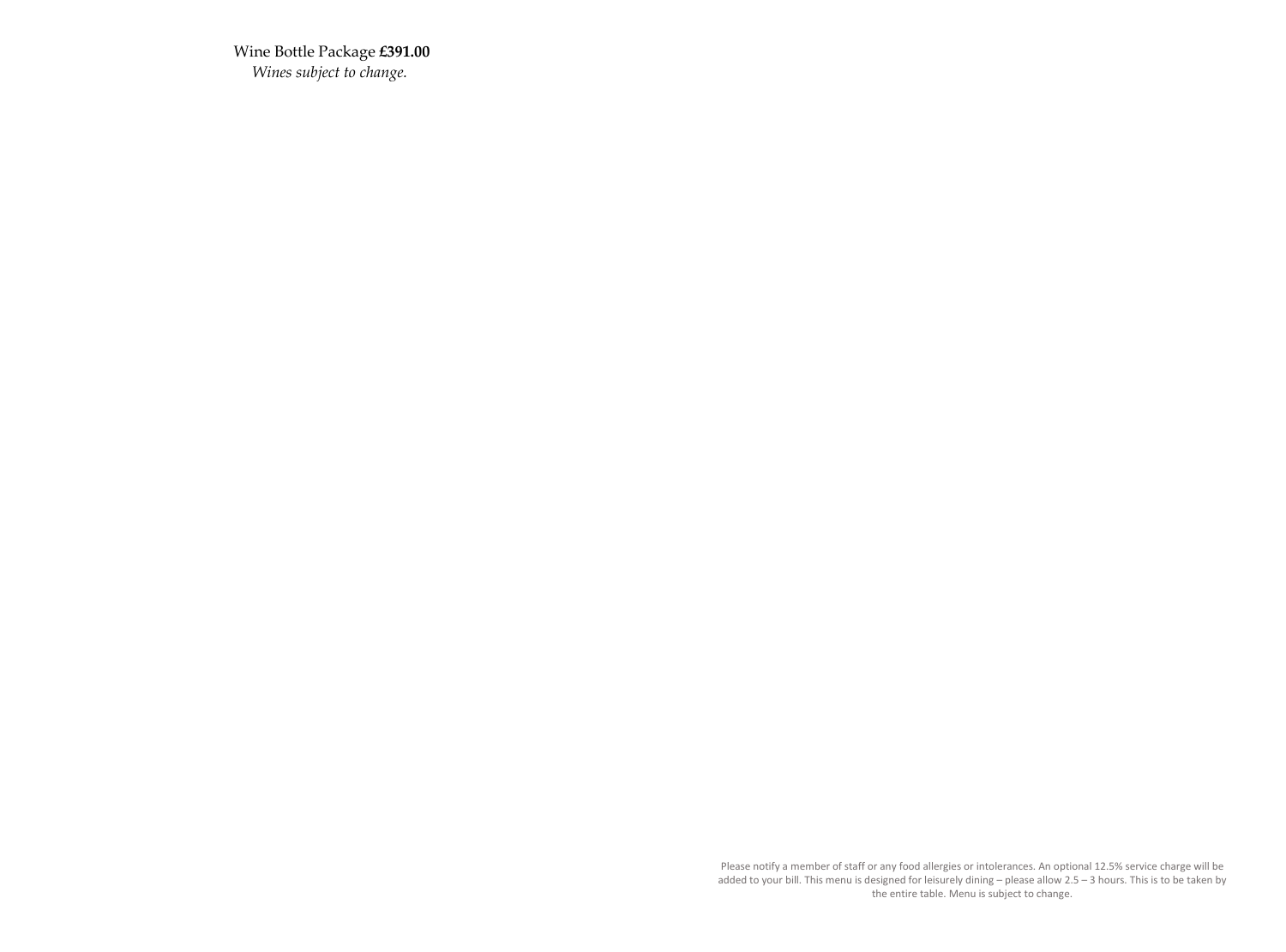Wine Bottle Package **£391.00**

*Wines subject to change.*

Please notify a member of staff or any food allergies or intolerances. An optional 12.5% service charge will be added to your bill. This menu is designed for leisurely dining – please allow 2.5 – 3 hours. This is to be taken by the entire table. Menu is subject to change.